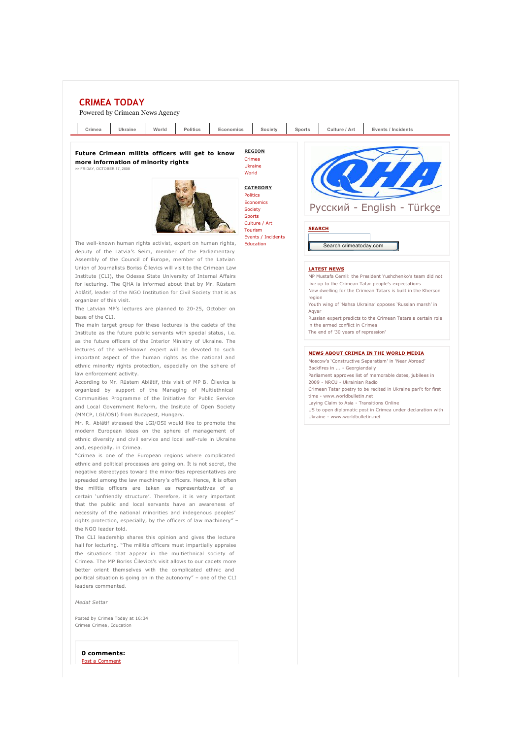# CRIMEA TODAY

Powered by Crimean News Agency

Crimea | Ukraine | World | Politics | Economics | Society | Sports | Culture / Art | Events / Incidents

## Future Crimean militia officers will get to know more information of minority rights

>> FRIDAY, OCTOBER 17, 2008

The well-known human rights activist, expert on human rights, deputy of the Latvia's Seim, member of the Parliamentary Assembly of the Council of Europe, member of the Latvian Union of Journalists Boriss Čilevics will visit to the Crimean Law Institute (CLI), the Odessa State University of Internal Affairs for lecturing. The QHA is informed about that by Mr. Rüstem Ablâtif, leader of the NGO Institution for Civil Society that is as organizer of this visit.

The Latvian MP's lectures are planned to 20-25, October on base of the CLI.

The main target group for these lectures is the cadets of the Institute as the future public servants with special status, i.e. as the future officers of the Interior Ministry of Ukraine. The lectures of the well-known expert will be devoted to such important aspect of the human rights as the national and ethnic minority rights protection, especially on the sphere of law enforcement activity.

According to Mr. Rüstem Ablâtif, this visit of MP B. Čilevics is organized by support of the Managing of Multiethnical Communities Programme of the Initiative for Public Service and Local Government Reform, the Insitute of Open Society (MMCP, LGI/OSI) from Budapest, Hungary.

Mr. R. Ablâtif stressed the LGI/OSI would like to promote the modern European ideas on the sphere of management of ethnic diversity and civil service and local self-rule in Ukraine and, especially, in Crimea.

"Crimea is one of the European regions where complicated ethnic and political processes are going on. İt is not secret, the negative stereotypes toward the minorities representatives are spreaded among the law machinery's officers. Hence, it is often the militia officers are taken as representatives of a certain 'unfriendly structure'. Therefore, it is very important that the public and local servants have an awareness of necessity of the national minorities and indegenous peoples' rights protection, especially, by the officers of law machinery" – the NGO leader told.

The CLI leadership shares this opinion and gives the lecture hall for lecturing. "The militia officers must impartially appraise the situations that appear in the multiethnical society of Crimea. The MP Boriss Čilevics's visit allows to our cadets more better orient themselves with the complicated ethnic and political situation is going on in the autonomy" – one of the CLI leaders commented.

*Medat Settar*

Posted by Crimea Today at 16:34
Crimea Crimea, Education

**0 comments:**

Post a Comment

**REGION**

- Crimea
- Ukraine
- World

**CATEGORY**

- Politics
- Economics
- Society
- Sports
- Culture / Art
- Tourism
- Events / Incidents
- Education

QHA

Русский - English - Türkçe

**SEARCH**

Search crimeatoday.com

**LATEST NEWS**

- MP Mustafa Cemil: the President Yushchenko's team did not live up to the Crimean Tatar people's expectations
- New dwelling for the Crimean Tatars is built in the Kherson region
- Youth wing of 'Nahsa Ukraina' opposes 'Russian marsh' in Aqyar
- Russian expert predicts to the Crimean Tatars a certain role in the armed conflict in Crimea
- The end of '30 years of repression'

**NEWS ABOUT CRIMEA IN THE WORLD MEDIA**

- Moscow's 'Constructive Separatism' in 'Near Abroad' Backfires in ... - Georgiandaily
- Parliament approves list of memorable dates, jubilees in 2009 - NRCU - Ukrainian Radio
- Crimean Tatar poetry to be recited in Ukraine parl't for first time - www.worldbulletin.net
- Laying Claim to Asia - Transitions Online
- US to open diplomatic post in Crimea under declaration with Ukraine - www.worldbulletin.net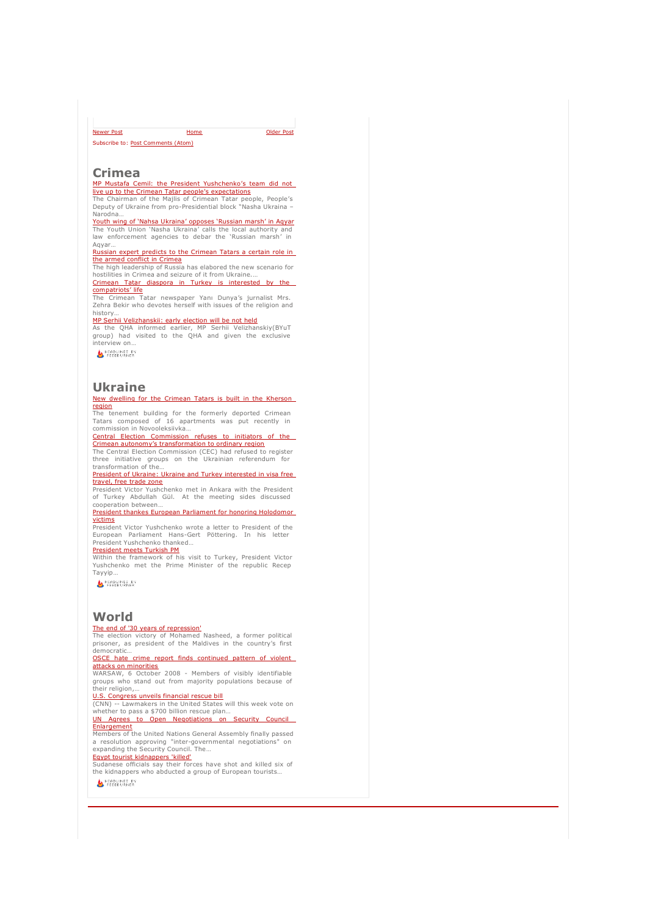Newer Post Home Older Post

Subscribe to: Post Comments (Atom)

## Crimea

MP Mustafa Cemil: the President Yushchenko's team did not live up to the Crimean Tatar people's expectations
The Chairman of the Majlis of Crimean Tatar people, People's Deputy of Ukraine from pro-Presidential block "Nasha Ukraina – Narodna...

Youth wing of 'Nahsa Ukraina' opposes 'Russian marsh' in Aqyar
The Youth Union 'Nasha Ukraina' calls the local authority and law enforcement agencies to debar the 'Russian marsh' in Aqyar...

Russian expert predicts to the Crimean Tatars a certain role in the armed conflict in Crimea
The high leadership of Russia has elabored the new scenario for hostilities in Crimea and seizure of it from Ukraine....

Crimean Tatar diaspora in Turkey is interested by the compatriots' life
The Crimean Tatar newspaper Yanı Dunya's jurnalist Mrs. Zehra Bekir who devotes herself with issues of the religion and history...

MP Serhii Velizhanskii: early election will be not held
As the QHA informed earlier, MP Serhii Velizhanskiy(BYuT group) had visited to the QHA and given the exclusive interview on...

HEADLINES BY FEEDBURNER

## Ukraine

New dwelling for the Crimean Tatars is built in the Kherson region
The tenement building for the formerly deported Crimean Tatars composed of 16 apartments was put recently in commission in Novooleksiivka...

Central Election Commission refuses to initiators of the Crimean autonomy's transformation to ordinary region
The Central Election Commission (CEC) had refused to register three initiative groups on the Ukrainian referendum for transformation of the...

President of Ukraine: Ukraine and Turkey interested in visa free travel, free trade zone
President Victor Yushchenko met in Ankara with the President of Turkey Abdullah Gül. At the meeting sides discussed cooperation between...

President thankes European Parliament for honoring Holodomor victims
President Victor Yushchenko wrote a letter to President of the European Parliament Hans-Gert Pöttering. In his letter President Yushchenko thanked...

President meets Turkish PM
Within the framework of his visit to Turkey, President Victor Yushchenko met the Prime Minister of the republic Recep Tayyip...

HEADLINES BY FEEDBURNER

## World

The end of '30 years of repression'
The election victory of Mohamed Nasheed, a former political prisoner, as president of the Maldives in the country's first democratic...

OSCE hate crime report finds continued pattern of violent attacks on minorities
WARSAW, 6 October 2008 - Members of visibly identifiable groups who stand out from majority populations because of their religion,...

U.S. Congress unveils financial rescue bill
(CNN) -- Lawmakers in the United States will this week vote on whether to pass a $700 billion rescue plan...

UN Agrees to Open Negotiations on Security Council Enlargement
Members of the United Nations General Assembly finally passed a resolution approving "inter-governmental negotiations" on expanding the Security Council. The...

Egypt tourist kidnappers 'killed'
Sudanese officials say their forces have shot and killed six of the kidnappers who abducted a group of European tourists...

HEADLINES BY FEEDBURNER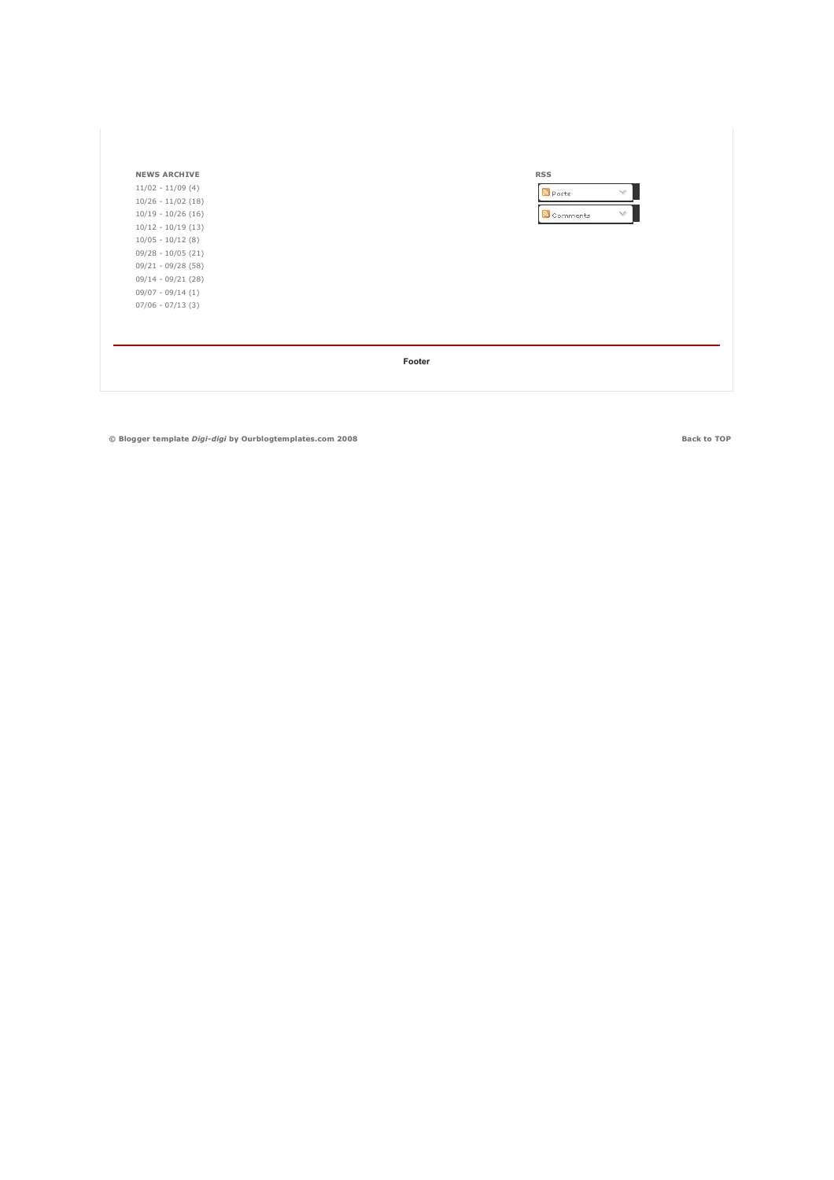**NEWS ARCHIVE**

11/02 - 11/09 (4)
10/26 - 11/02 (18)
10/19 - 10/26 (16)
10/12 - 10/19 (13)
10/05 - 10/12 (8)
09/28 - 10/05 (21)
09/21 - 09/28 (58)
09/14 - 09/21 (28)
09/07 - 09/14 (1)
07/06 - 07/13 (3)

**RSS**

Posts

Comments

---

**Footer**

**© Blogger template *Digi-digi* by Ourblogtemplates.com 2008**

**Back to TOP**